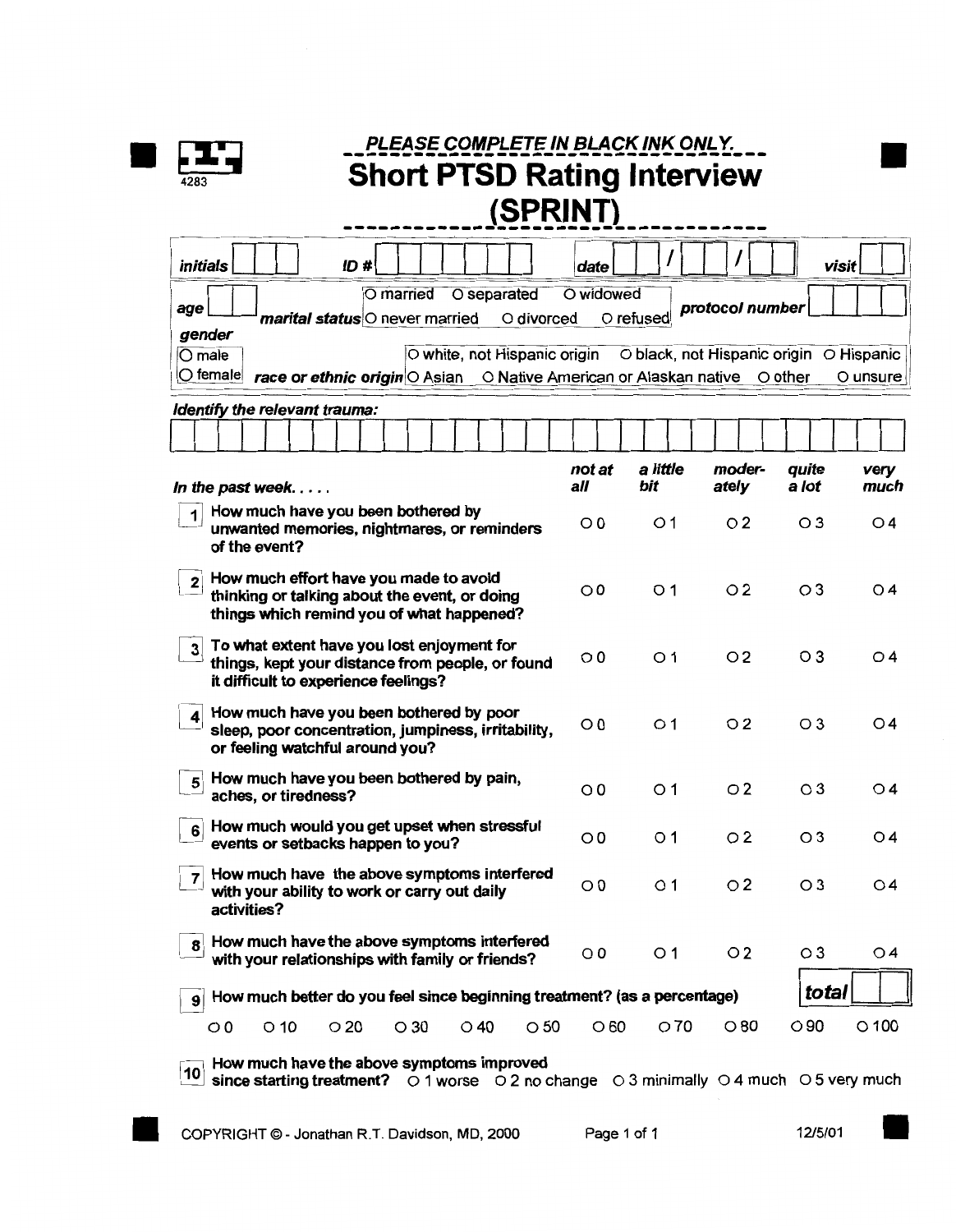4283

**PLEASE COMPLETE IN BLACK INK ONLY.**

# Short PTSD Rating Interview (SPRINT)

*initials* ___ ___ ___ *ID #* ___ ___ ___ ___ ___ ___ ___ *date* ___ ___ / ___ ___ / ___ ___ *visit* ___ ___

*age* ___ ___ *marital status* O married O separated O widowed O never married O divorced O refused *protocol number* ___ ___ ___ ___

*gender*
O male
O female

*race or ethnic origin* O white, not Hispanic origin O black, not Hispanic origin O Hispanic O Asian O Native American or Alaskan native O other O unsure

*Identify the relevant trauma:*

| *In the past week.....* | *not at all* | *a little bit* | *moder-ately* | *quite a lot* | *very much* |
|---|---|---|---|---|---|
| **1** How much have you been bothered by unwanted memories, nightmares, or reminders of the event? | O 0 | O 1 | O 2 | O 3 | O 4 |
| **2** How much effort have you made to avoid thinking or talking about the event, or doing things which remind you of what happened? | O 0 | O 1 | O 2 | O 3 | O 4 |
| **3** To what extent have you lost enjoyment for things, kept your distance from people, or found it difficult to experience feelings? | O 0 | O 1 | O 2 | O 3 | O 4 |
| **4** How much have you been bothered by poor sleep, poor concentration, jumpiness, irritability, or feeling watchful around you? | O 0 | O 1 | O 2 | O 3 | O 4 |
| **5** How much have you been bothered by pain, aches, or tiredness? | O 0 | O 1 | O 2 | O 3 | O 4 |
| **6** How much would you get upset when stressful events or setbacks happen to you? | O 0 | O 1 | O 2 | O 3 | O 4 |
| **7** How much have the above symptoms interfered with your ability to work or carry out daily activities? | O 0 | O 1 | O 2 | O 3 | O 4 |
| **8** How much have the above symptoms interfered with your relationships with family or friends? | O 0 | O 1 | O 2 | O 3 | O 4 |

***total*** ___ ___

**9** How much better do you feel since beginning treatment? (as a percentage)

O 0 O 10 O 20 O 30 O 40 O 50 O 60 O 70 O 80 O 90 O 100

**10** How much have the above symptoms improved since starting treatment? O 1 worse O 2 no change O 3 minimally O 4 much O 5 very much

COPYRIGHT © - Jonathan R.T. Davidson, MD, 2000 12/5/01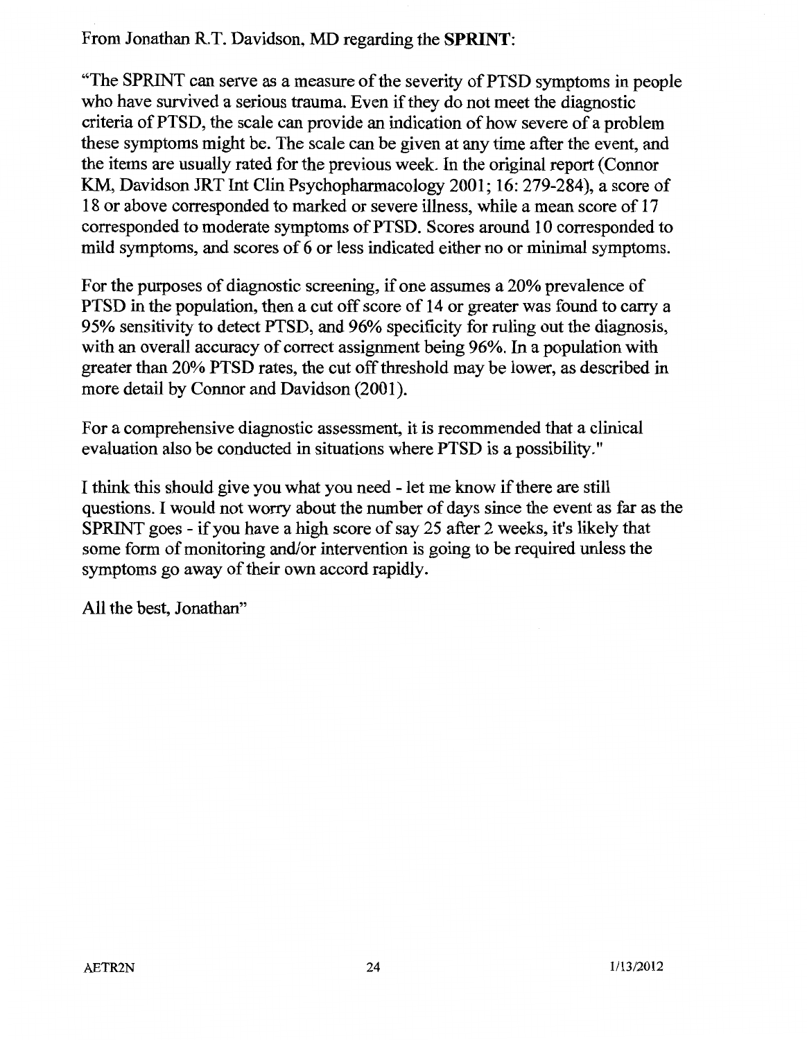From Jonathan R.T. Davidson, MD regarding the **SPRINT**:

"The SPRINT can serve as a measure of the severity of PTSD symptoms in people who have survived a serious trauma. Even if they do not meet the diagnostic criteria of PTSD, the scale can provide an indication of how severe of a problem these symptoms might be. The scale can be given at any time after the event, and the items are usually rated for the previous week. In the original report (Connor KM, Davidson JRT Int Clin Psychopharmacology 2001; 16: 279-284), a score of 18 or above corresponded to marked or severe illness, while a mean score of 17 corresponded to moderate symptoms of PTSD. Scores around 10 corresponded to mild symptoms, and scores of 6 or less indicated either no or minimal symptoms.

For the purposes of diagnostic screening, if one assumes a 20% prevalence of PTSD in the population, then a cut off score of 14 or greater was found to carry a 95% sensitivity to detect PTSD, and 96% specificity for ruling out the diagnosis, with an overall accuracy of correct assignment being 96%. In a population with greater than 20% PTSD rates, the cut off threshold may be lower, as described in more detail by Connor and Davidson (2001).

For a comprehensive diagnostic assessment, it is recommended that a clinical evaluation also be conducted in situations where PTSD is a possibility."

I think this should give you what you need - let me know if there are still questions. I would not worry about the number of days since the event as far as the SPRINT goes - if you have a high score of say 25 after 2 weeks, it's likely that some form of monitoring and/or intervention is going to be required unless the symptoms go away of their own accord rapidly.

All the best, Jonathan"